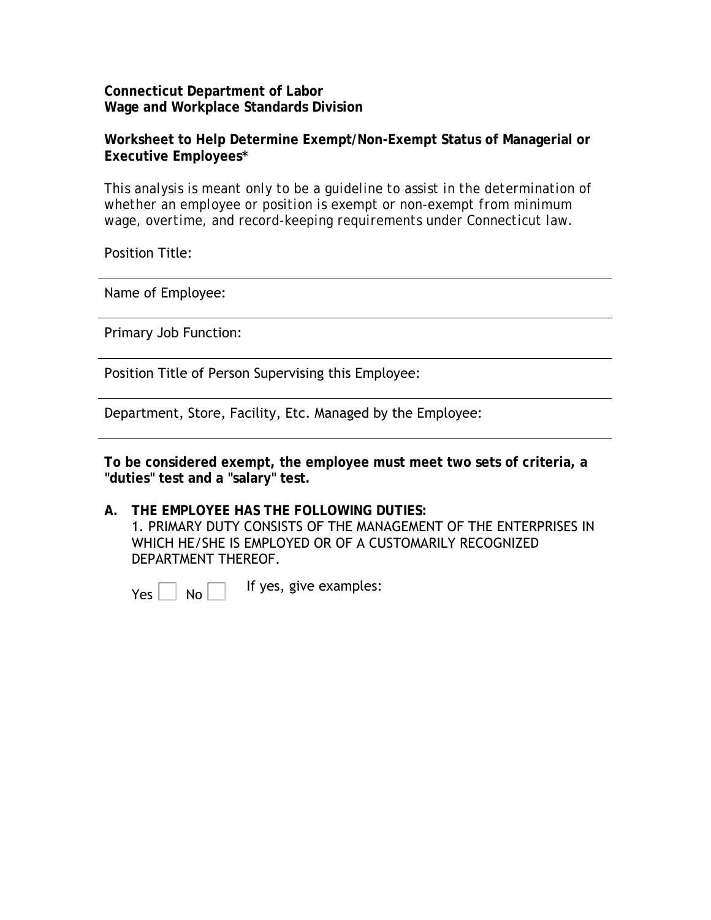**Connecticut Department of Labor**
**Wage and Workplace Standards Division**

**Worksheet to Help Determine Exempt/Non-Exempt Status of Managerial or Executive Employees***

*This analysis is meant only to be a guideline to assist in the determination of whether an employee or position is exempt or non-exempt from minimum wage, overtime, and record-keeping requirements under Connecticut law.*

Position Title:

---

Name of Employee:

---

Primary Job Function:

---

Position Title of Person Supervising this Employee:

---

Department, Store, Facility, Etc. Managed by the Employee:

---

**To be considered exempt, the employee must meet two sets of criteria, a "duties" test and a "salary" test.**

**A. THE EMPLOYEE HAS THE FOLLOWING DUTIES:**

1. PRIMARY DUTY CONSISTS OF THE MANAGEMENT OF THE ENTERPRISES IN WHICH HE/SHE IS EMPLOYED OR OF A CUSTOMARILY RECOGNIZED DEPARTMENT THEREOF.

Yes ☐ No ☐ If yes, give examples: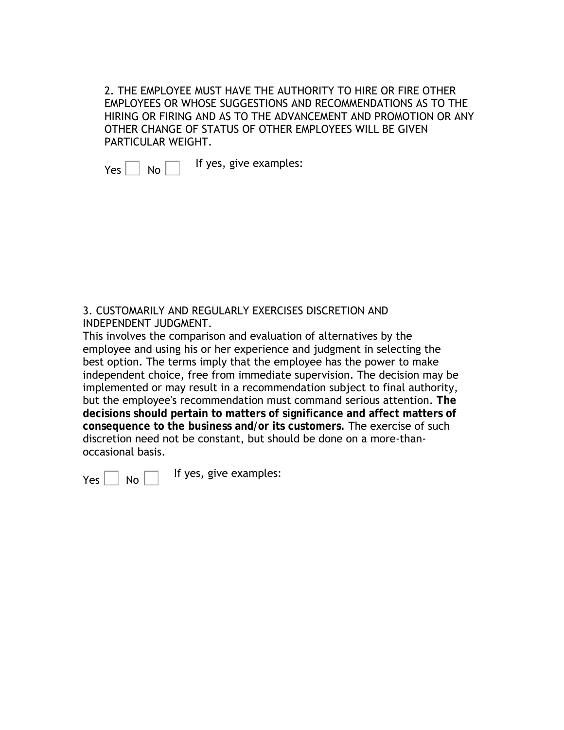2. THE EMPLOYEE MUST HAVE THE AUTHORITY TO HIRE OR FIRE OTHER EMPLOYEES OR WHOSE SUGGESTIONS AND RECOMMENDATIONS AS TO THE HIRING OR FIRING AND AS TO THE ADVANCEMENT AND PROMOTION OR ANY OTHER CHANGE OF STATUS OF OTHER EMPLOYEES WILL BE GIVEN PARTICULAR WEIGHT.

Yes ☐ No ☐ If yes, give examples:

3. CUSTOMARILY AND REGULARLY EXERCISES DISCRETION AND INDEPENDENT JUDGMENT.

This involves the comparison and evaluation of alternatives by the employee and using his or her experience and judgment in selecting the best option. The terms imply that the employee has the power to make independent choice, free from immediate supervision. The decision may be implemented or may result in a recommendation subject to final authority, but the employee's recommendation must command serious attention. **The decisions should pertain to matters of significance and affect matters of consequence to the business and/or its customers.** The exercise of such discretion need not be constant, but should be done on a more-than-occasional basis.

Yes ☐ No ☐ If yes, give examples: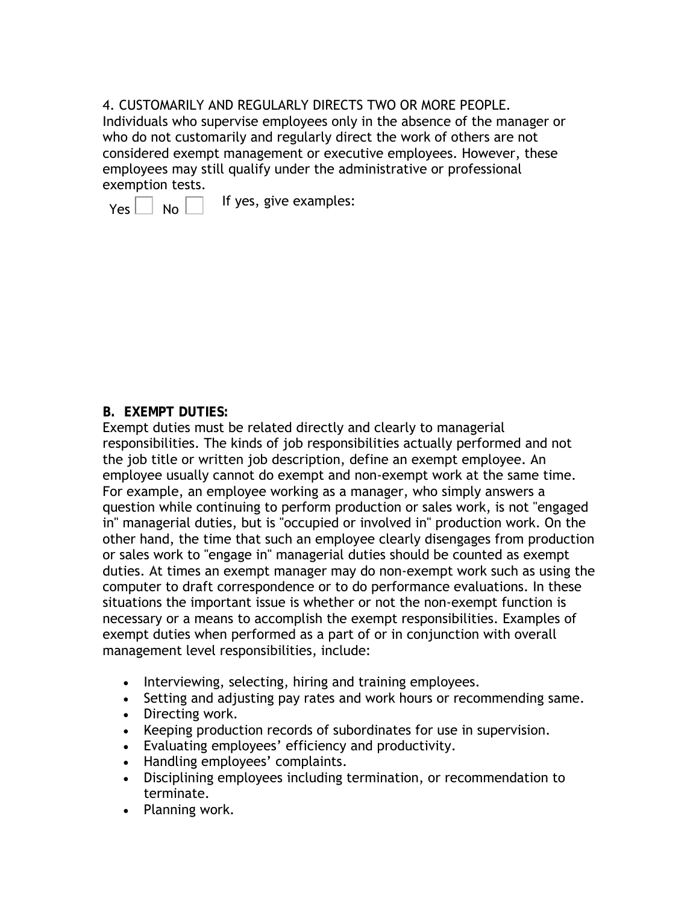4. CUSTOMARILY AND REGULARLY DIRECTS TWO OR MORE PEOPLE.
Individuals who supervise employees only in the absence of the manager or who do not customarily and regularly direct the work of others are not considered exempt management or executive employees. However, these employees may still qualify under the administrative or professional exemption tests.

Yes ☐ No ☐ If yes, give examples:

**B. EXEMPT DUTIES:**

Exempt duties must be related directly and clearly to managerial responsibilities. The kinds of job responsibilities actually performed and not the job title or written job description, define an exempt employee. An employee usually cannot do exempt and non-exempt work at the same time. For example, an employee working as a manager, who simply answers a question while continuing to perform production or sales work, is not "engaged in" managerial duties, but is "occupied or involved in" production work. On the other hand, the time that such an employee clearly disengages from production or sales work to "engage in" managerial duties should be counted as exempt duties. At times an exempt manager may do non-exempt work such as using the computer to draft correspondence or to do performance evaluations. In these situations the important issue is whether or not the non-exempt function is necessary or a means to accomplish the exempt responsibilities. Examples of exempt duties when performed as a part of or in conjunction with overall management level responsibilities, include:

- Interviewing, selecting, hiring and training employees.
- Setting and adjusting pay rates and work hours or recommending same.
- Directing work.
- Keeping production records of subordinates for use in supervision.
- Evaluating employees' efficiency and productivity.
- Handling employees' complaints.
- Disciplining employees including termination, or recommendation to terminate.
- Planning work.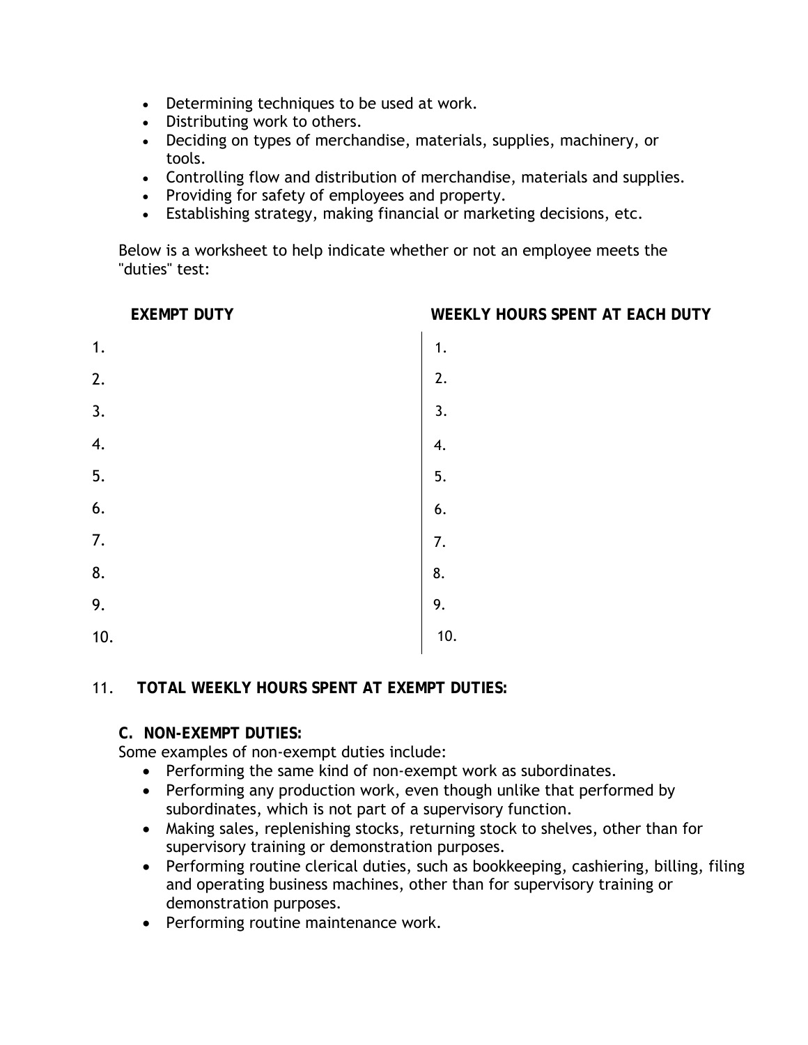- Determining techniques to be used at work.
- Distributing work to others.
- Deciding on types of merchandise, materials, supplies, machinery, or tools.
- Controlling flow and distribution of merchandise, materials and supplies.
- Providing for safety of employees and property.
- Establishing strategy, making financial or marketing decisions, etc.

Below is a worksheet to help indicate whether or not an employee meets the "duties" test:

| EXEMPT DUTY | WEEKLY HOURS SPENT AT EACH DUTY |
|---|---|
| 1. | 1. |
| 2. | 2. |
| 3. | 3. |
| 4. | 4. |
| 5. | 5. |
| 6. | 6. |
| 7. | 7. |
| 8. | 8. |
| 9. | 9. |
| 10. | 10. |

11. **TOTAL WEEKLY HOURS SPENT AT EXEMPT DUTIES:**

**C. NON-EXEMPT DUTIES:**

Some examples of non-exempt duties include:

- Performing the same kind of non-exempt work as subordinates.
- Performing any production work, even though unlike that performed by subordinates, which is not part of a supervisory function.
- Making sales, replenishing stocks, returning stock to shelves, other than for supervisory training or demonstration purposes.
- Performing routine clerical duties, such as bookkeeping, cashiering, billing, filing and operating business machines, other than for supervisory training or demonstration purposes.
- Performing routine maintenance work.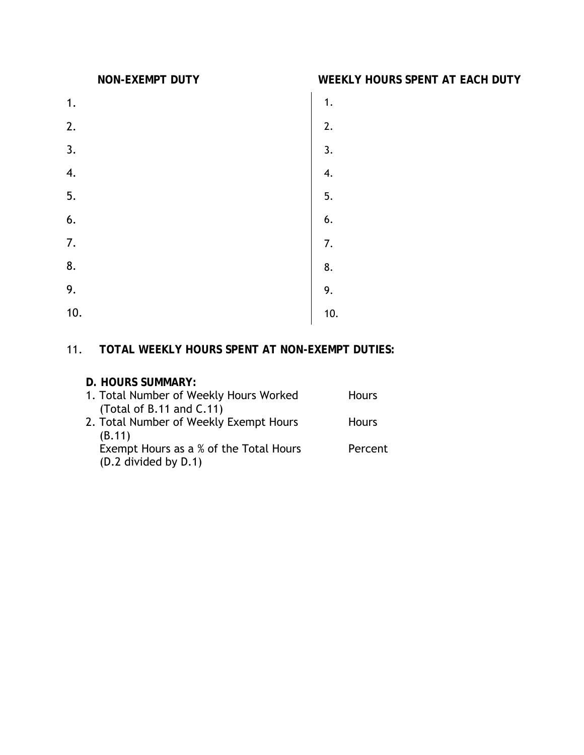| NON-EXEMPT DUTY | WEEKLY HOURS SPENT AT EACH DUTY |
|---|---|
| 1. | 1. |
| 2. | 2. |
| 3. | 3. |
| 4. | 4. |
| 5. | 5. |
| 6. | 6. |
| 7. | 7. |
| 8. | 8. |
| 9. | 9. |
| 10. | 10. |

11. **TOTAL WEEKLY HOURS SPENT AT NON-EXEMPT DUTIES:**

**D. HOURS SUMMARY:**

| | |
|---|---|
| 1. Total Number of Weekly Hours Worked (Total of B.11 and C.11) | Hours |
| 2. Total Number of Weekly Exempt Hours (B.11) | Hours |
| Exempt Hours as a % of the Total Hours (D.2 divided by D.1) | Percent |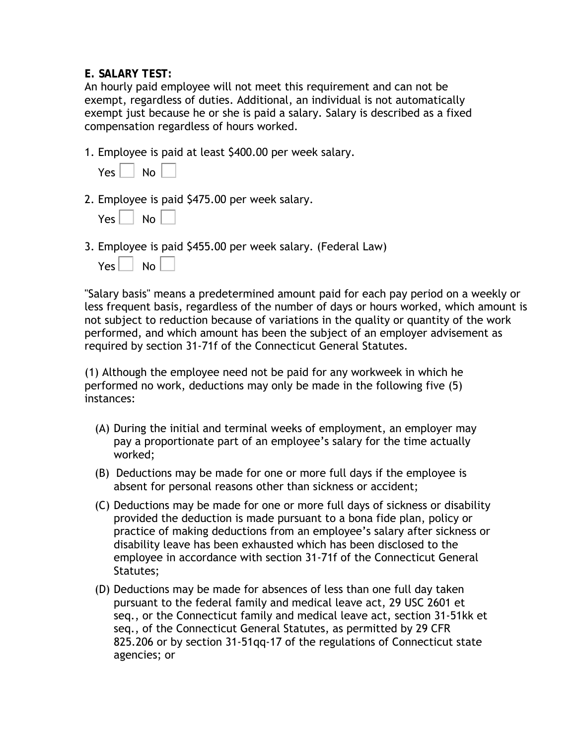**E. SALARY TEST:**

An hourly paid employee will not meet this requirement and can not be exempt, regardless of duties. Additional, an individual is not automatically exempt just because he or she is paid a salary. Salary is described as a fixed compensation regardless of hours worked.

1. Employee is paid at least $400.00 per week salary.

   Yes ☐ No ☐

2. Employee is paid $475.00 per week salary.

   Yes ☐ No ☐

3. Employee is paid $455.00 per week salary. (Federal Law)

   Yes ☐ No ☐

"Salary basis" means a predetermined amount paid for each pay period on a weekly or less frequent basis, regardless of the number of days or hours worked, which amount is not subject to reduction because of variations in the quality or quantity of the work performed, and which amount has been the subject of an employer advisement as required by section 31-71f of the Connecticut General Statutes.

(1) Although the employee need not be paid for any workweek in which he performed no work, deductions may only be made in the following five (5) instances:

(A) During the initial and terminal weeks of employment, an employer may pay a proportionate part of an employee's salary for the time actually worked;

(B) Deductions may be made for one or more full days if the employee is absent for personal reasons other than sickness or accident;

(C) Deductions may be made for one or more full days of sickness or disability provided the deduction is made pursuant to a bona fide plan, policy or practice of making deductions from an employee's salary after sickness or disability leave has been exhausted which has been disclosed to the employee in accordance with section 31-71f of the Connecticut General Statutes;

(D) Deductions may be made for absences of less than one full day taken pursuant to the federal family and medical leave act, 29 USC 2601 et seq., or the Connecticut family and medical leave act, section 31-51kk et seq., of the Connecticut General Statutes, as permitted by 29 CFR 825.206 or by section 31-51qq-17 of the regulations of Connecticut state agencies; or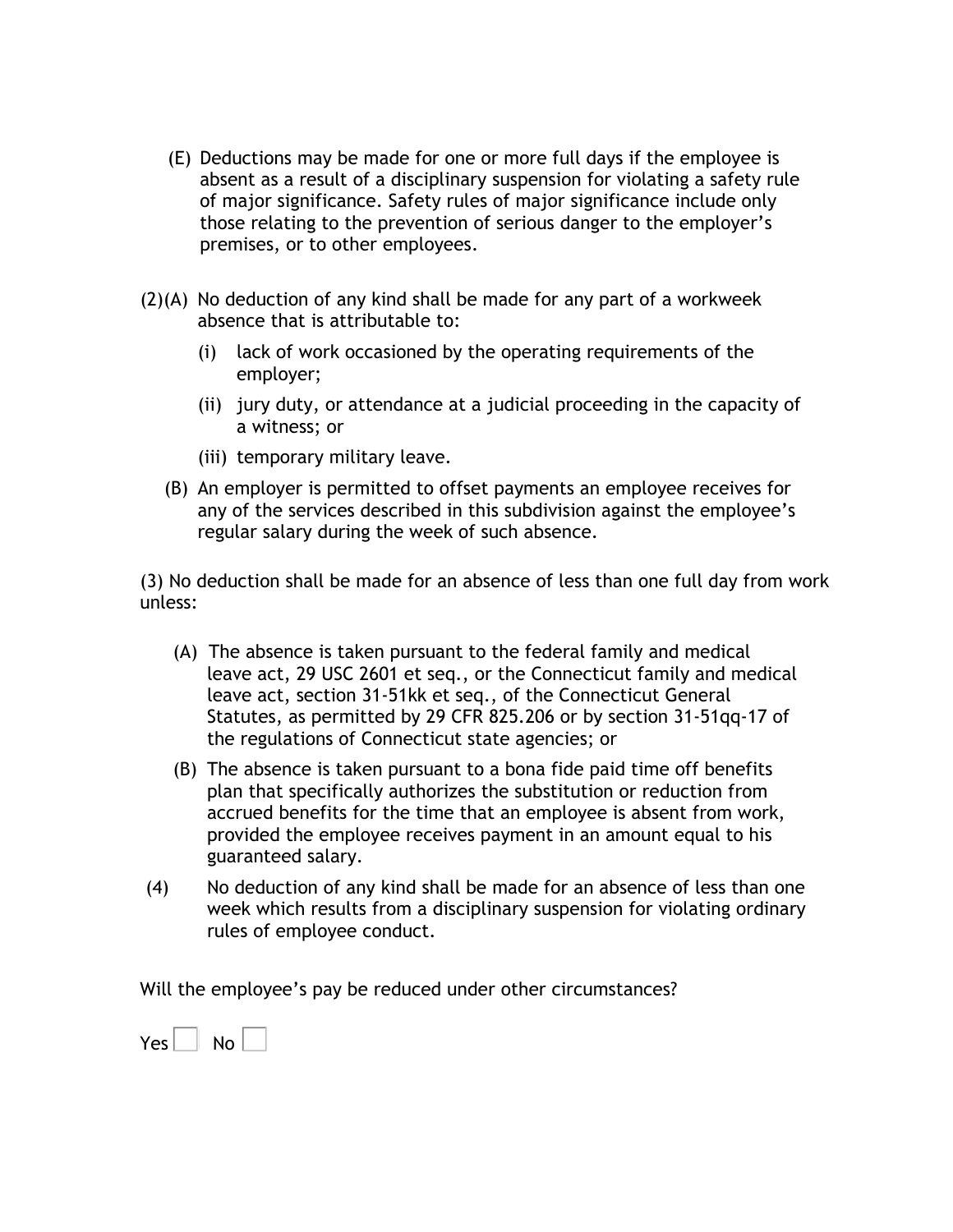(E) Deductions may be made for one or more full days if the employee is absent as a result of a disciplinary suspension for violating a safety rule of major significance. Safety rules of major significance include only those relating to the prevention of serious danger to the employer's premises, or to other employees.

(2)(A) No deduction of any kind shall be made for any part of a workweek absence that is attributable to:

- (i) lack of work occasioned by the operating requirements of the employer;
- (ii) jury duty, or attendance at a judicial proceeding in the capacity of a witness; or
- (iii) temporary military leave.

(B) An employer is permitted to offset payments an employee receives for any of the services described in this subdivision against the employee's regular salary during the week of such absence.

(3) No deduction shall be made for an absence of less than one full day from work unless:

(A) The absence is taken pursuant to the federal family and medical leave act, 29 USC 2601 et seq., or the Connecticut family and medical leave act, section 31-51kk et seq., of the Connecticut General Statutes, as permitted by 29 CFR 825.206 or by section 31-51qq-17 of the regulations of Connecticut state agencies; or

(B) The absence is taken pursuant to a bona fide paid time off benefits plan that specifically authorizes the substitution or reduction from accrued benefits for the time that an employee is absent from work, provided the employee receives payment in an amount equal to his guaranteed salary.

(4) No deduction of any kind shall be made for an absence of less than one week which results from a disciplinary suspension for violating ordinary rules of employee conduct.

Will the employee's pay be reduced under other circumstances?

Yes ☐ No ☐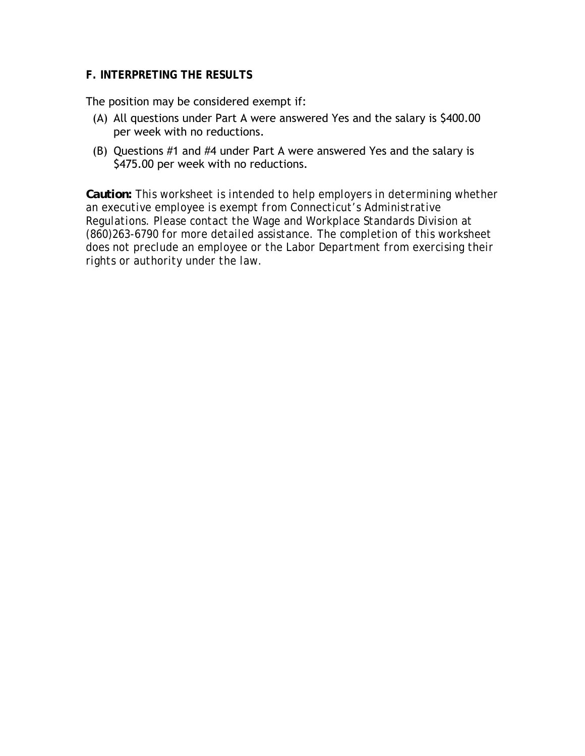## F. INTERPRETING THE RESULTS

The position may be considered exempt if:

(A) All questions under Part A were answered Yes and the salary is $400.00 per week with no reductions.

(B) Questions #1 and #4 under Part A were answered Yes and the salary is $475.00 per week with no reductions.

**Caution:** *This worksheet is intended to help employers in determining whether an executive employee is exempt from Connecticut's Administrative Regulations. Please contact the Wage and Workplace Standards Division at (860)263-6790 for more detailed assistance. The completion of this worksheet does not preclude an employee or the Labor Department from exercising their rights or authority under the law.*